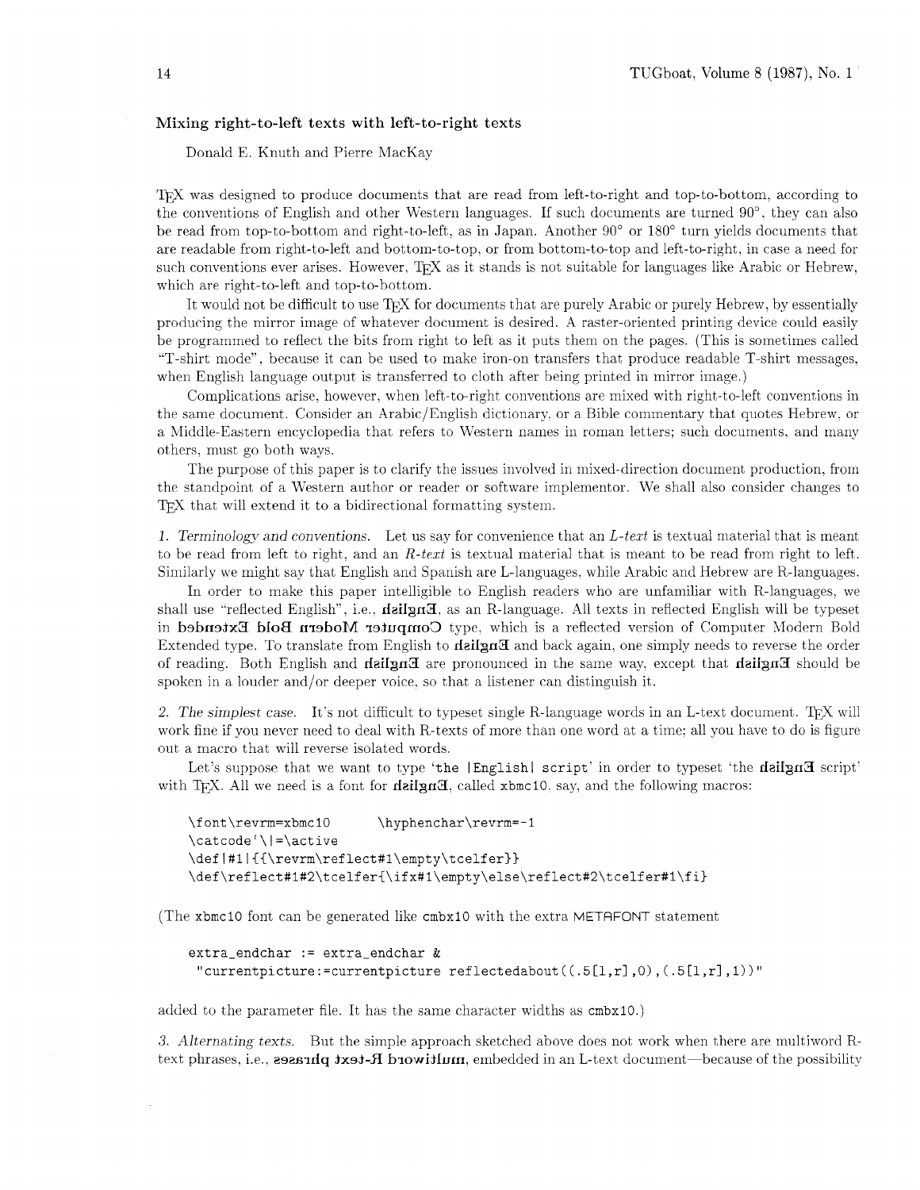## Mixing right-to-left texts with left-to-right texts

Donald E. Knuth and Pierre MacKay

TeX was designed to produce documents that are read from left-to-right and top-to-bottom, according to the conventions of English and other Western languages. If such documents are turned 90°, they can also be read from top-to-bottom and right-to-left, as in Japan. Another 90° or 180° turn yields documents that are readable from right-to-left and bottom-to-top, or from bottom-to-top and left-to-right, in case a need for such conventions ever arises. However, TeX as it stands is not suitable for languages like Arabic or Hebrew, which are right-to-left and top-to-bottom.

It would not be difficult to use TeX for documents that are purely Arabic or purely Hebrew, by essentially producing the mirror image of whatever document is desired. A raster-oriented printing device could easily be programmed to reflect the bits from right to left as it puts them on the pages. (This is sometimes called "T-shirt mode", because it can be used to make iron-on transfers that produce readable T-shirt messages, when English language output is transferred to cloth after being printed in mirror image.)

Complications arise, however, when left-to-right conventions are mixed with right-to-left conventions in the same document. Consider an Arabic/English dictionary, or a Bible commentary that quotes Hebrew, or a Middle-Eastern encyclopedia that refers to Western names in roman letters; such documents, and many others, must go both ways.

The purpose of this paper is to clarify the issues involved in mixed-direction document production, from the standpoint of a Western author or reader or software implementor. We shall also consider changes to TeX that will extend it to a bidirectional formatting system.

*1. Terminology and conventions.* Let us say for convenience that an *L-text* is textual material that is meant to be read from left to right, and an *R-text* is textual material that is meant to be read from right to left. Similarly we might say that English and Spanish are L-languages, while Arabic and Hebrew are R-languages.

In order to make this paper intelligible to English readers who are unfamiliar with R-languages, we shall use "reflected English", i.e., **hsilgnE**, as an R-language. All texts in reflected English will be typeset in **dednetxE dloB nredoM retupmoC** type, which is a reflected version of Computer Modern Bold Extended type. To translate from English to **hsilgnE** and back again, one simply needs to reverse the order of reading. Both English and **hsilgnE** are pronounced in the same way, except that **hsilgnE** should be spoken in a louder and/or deeper voice, so that a listener can distinguish it.

*2. The simplest case.* It's not difficult to typeset single R-language words in an L-text document. TeX will work fine if you never need to deal with R-texts of more than one word at a time; all you have to do is figure out a macro that will reverse isolated words.

Let's suppose that we want to type '`the |English| script`' in order to typeset 'the **hsilgnE** script' with TeX. All we need is a font for **hsilgnE**, called `xbmc10`, say, and the following macros:

```
\font\revrm=xbmc10        \hyphenchar\revrm=-1
\catcode`\|=\active
\def|#1|{{\revrm\reflect#1\empty\tcelfer}}
\def\reflect#1#2\tcelfer{\ifx#1\empty\else\reflect#2\tcelfer#1\fi}
```

(The `xbmc10` font can be generated like `cmbx10` with the extra METAFONT statement

```
extra_endchar := extra_endchar &
 "currentpicture:=currentpicture reflectedabout((.5[l,r],0),(.5[l,r],1))"
```

added to the parameter file. It has the same character widths as `cmbx10`.)

*3. Alternating texts.* But the simple approach sketched above does not work when there are multiword R-text phrases, i.e., **drowitlum txet-R sesarhp**, embedded in an L-text document—because of the possibility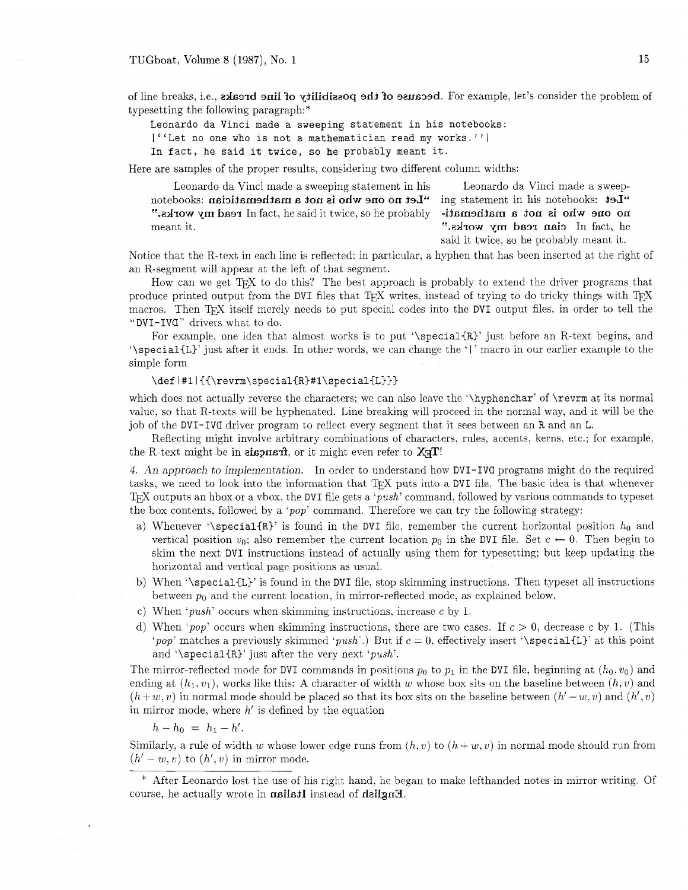of line breaks, i.e., because of the possibility of line breaks. For example, let's consider the problem of typesetting the following paragraph:*

```
Leonardo da Vinci made a sweeping statement in his notebooks:
|``Let no one who is not a mathematician read my works.''|
In fact, he said it twice, so he probably meant it.
```

Here are samples of the proper results, considering two different column widths:

> Leonardo da Vinci made a sweeping statement in his
> notebooks: “Let no one who is not a mathematician
> read my works.” In fact, he said it twice, so he probably
> meant it.

> Leonardo da Vinci made a sweep-
> ing statement in his notebooks: “Let
> no one who is not a mathemati-
> cian read my works.” In fact, he
> said it twice, so he probably meant it.

Notice that the R-text in each line is reflected: in particular, a hyphen that has been inserted at the right of an R-segment will appear at the left of that segment.

How can we get TeX to do this? The best approach is probably to extend the driver programs that produce printed output from the DVI files that TeX writes, instead of trying to do tricky things with TeX macros. Then TeX itself merely needs to put special codes into the DVI output files, in order to tell the "DVI-IVD" drivers what to do.

For example, one idea that almost works is to put '`\special{R}`' just before an R-text begins, and '`\special{L}`' just after it ends. In other words, we can change the '`|`' macro in our earlier example to the simple form

```
\def|#1|{{\revrm\special{R}#1\special{L}}}
```

which does not actually reverse the characters; we can also leave the '`\hyphenchar`' of `\revrm` at its normal value, so that R-texts will be hyphenated. Line breaking will proceed in the normal way, and it will be the job of the DVI-IVD driver program to reflect every segment that it sees between an R and an L.

Reflecting might involve arbitrary combinations of characters, rules, accents, kerns, etc.; for example, the R-text might be in Persian, or it might even refer to TeX!

*4. An approach to implementation.* In order to understand how DVI-IVD programs might do the required tasks, we need to look into the information that TeX puts into a DVI file. The basic idea is that whenever TeX outputs an hbox or a vbox, the DVI file gets a '*push*' command, followed by various commands to typeset the box contents, followed by a '*pop*' command. Therefore we can try the following strategy:

a) Whenever '`\special{R}`' is found in the DVI file, remember the current horizontal position $h_0$ and vertical position $v_0$; also remember the current location $p_0$ in the DVI file. Set $c \leftarrow 0$. Then begin to skim the next DVI instructions instead of actually using them for typesetting; but keep updating the horizontal and vertical page positions as usual.

b) When '`\special{L}`' is found in the DVI file, stop skimming instructions. Then typeset all instructions between $p_0$ and the current location, in mirror-reflected mode, as explained below.

c) When '*push*' occurs when skimming instructions, increase $c$ by 1.

d) When '*pop*' occurs when skimming instructions, there are two cases. If $c > 0$, decrease $c$ by 1. (This '*pop*' matches a previously skimmed '*push*'.) But if $c = 0$, effectively insert '`\special{L}`' at this point and '`\special{R}`' just after the very next '*push*'.

The mirror-reflected mode for DVI commands in positions $p_0$ to $p_1$ in the DVI file, beginning at $(h_0, v_0)$ and ending at $(h_1, v_1)$, works like this: A character of width $w$ whose box sits on the baseline between $(h, v)$ and $(h + w, v)$ in normal mode should be placed so that its box sits on the baseline between $(h' - w, v)$ and $(h', v)$ in mirror mode, where $h'$ is defined by the equation

$$h - h_0 = h_1 - h'.$$

Similarly, a rule of width $w$ whose lower edge runs from $(h, v)$ to $(h + w, v)$ in normal mode should run from $(h' - w, v)$ to $(h', v)$ in mirror mode.

---

\* After Leonardo lost the use of his right hand, he began to make lefthanded notes in mirror writing. Of course, he actually wrote in Italian instead of English.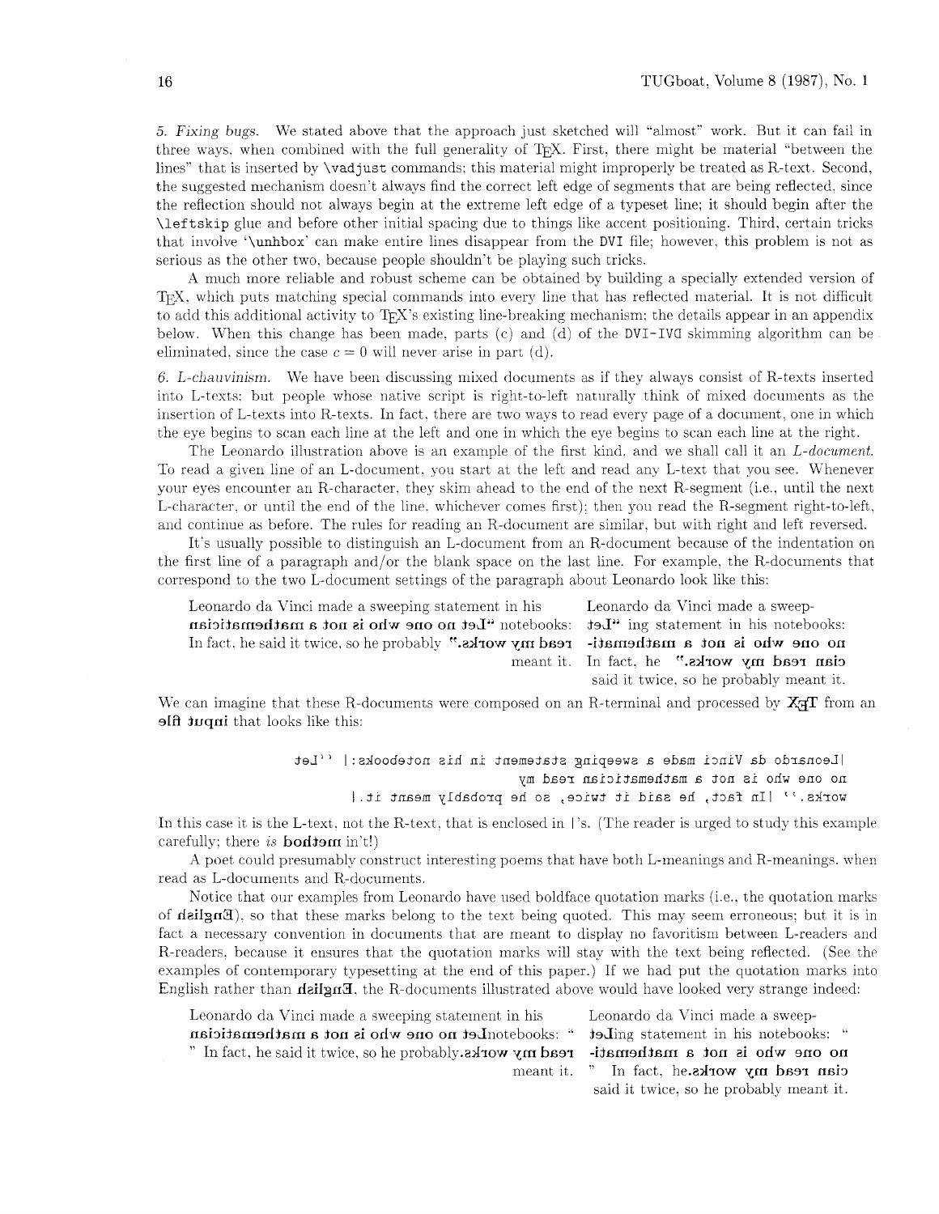*5. Fixing bugs.* We stated above that the approach just sketched will "almost" work. But it can fail in three ways, when combined with the full generality of TeX. First, there might be material "between the lines" that is inserted by `\vadjust` commands; this material might improperly be treated as R-text. Second, the suggested mechanism doesn't always find the correct left edge of segments that are being reflected, since the reflection should not always begin at the extreme left edge of a typeset line; it should begin after the `\leftskip` glue and before other initial spacing due to things like accent positioning. Third, certain tricks that involve '`\unhbox`' can make entire lines disappear from the DVI file; however, this problem is not as serious as the other two, because people shouldn't be playing such tricks.

A much more reliable and robust scheme can be obtained by building a specially extended version of TeX, which puts matching special commands into every line that has reflected material. It is not difficult to add this additional activity to TeX's existing line-breaking mechanism; the details appear in an appendix below. When this change has been made, parts (c) and (d) of the DVI-IVD skimming algorithm can be eliminated, since the case $c = 0$ will never arise in part (d).

*6. L-chauvinism.* We have been discussing mixed documents as if they always consist of R-texts inserted into L-texts; but people whose native script is right-to-left naturally think of mixed documents as the insertion of L-texts into R-texts. In fact, there are two ways to read every page of a document, one in which the eye begins to scan each line at the left and one in which the eye begins to scan each line at the right.

The Leonardo illustration above is an example of the first kind, and we shall call it an *L-document*. To read a given line of an L-document, you start at the left and read any L-text that you see. Whenever your eyes encounter an R-character, they skim ahead to the end of the next R-segment (i.e., until the next L-character, or until the end of the line, whichever comes first); then you read the R-segment right-to-left, and continue as before. The rules for reading an R-document are similar, but with right and left reversed.

It's usually possible to distinguish an L-document from an R-document because of the indentation on the first line of a paragraph and/or the blank space on the last line. For example, the R-documents that correspond to the two L-document settings of the paragraph about Leonardo look like this:

```
Leonardo da Vinci made a sweeping statement in his
naicitamehtam a ton si ohw eno on teL“ notebooks:
In fact, he said it twice, so he probably ”.skrow ym daer
                                                 meant it.
```

```
Leonardo da Vinci made a sweep-
teL“ ing statement in his notebooks:
-itamehtam a ton si ohw eno on
In fact, he ”.skrow ym daer naic
said it twice, so he probably meant it.
```

We can imagine that these R-documents were composed on an R-terminal and processed by XeT from an **elif tupni** that looks like this:

```
  teL'' |:skoobeton sih ni tnemetats gnipeews a edam icniV ad odranoeL|
                                    ym daer naicitamehtam a ton si ohw eno on
           |.ti tnaem ylbaborp eh os ,eciwt ti dias eh ,tcaf nI| ''.skrow
```

In this case it is the L-text, not the R-text, that is enclosed in |'s. (The reader is urged to study this example carefully; there *is* **dohtem** in't!)

A poet could presumably construct interesting poems that have both L-meanings and R-meanings, when read as L-documents and R-documents.

Notice that our examples from Leonardo have used boldface quotation marks (i.e., the quotation marks of **hsilgnE**), so that these marks belong to the text being quoted. This may seem erroneous; but it is in fact a necessary convention in documents that are meant to display no favoritism between L-readers and R-readers, because it ensures that the quotation marks will stay with the text being reflected. (See the examples of contemporary typesetting at the end of this paper.) If we had put the quotation marks into English rather than **hsilgnE**, the R-documents illustrated above would have looked very strange indeed:

```
Leonardo da Vinci made a sweeping statement in his
naicitamehtam a ton si ohw eno on teLnotebooks: “
” In fact, he said it twice, so he probably.skrow ym daer
                                                 meant it.
```

```
Leonardo da Vinci made a sweep-
teLing statement in his notebooks: “
-itamehtam a ton si ohw eno on
” In fact, he.skrow ym daer naic
said it twice, so he probably meant it.
```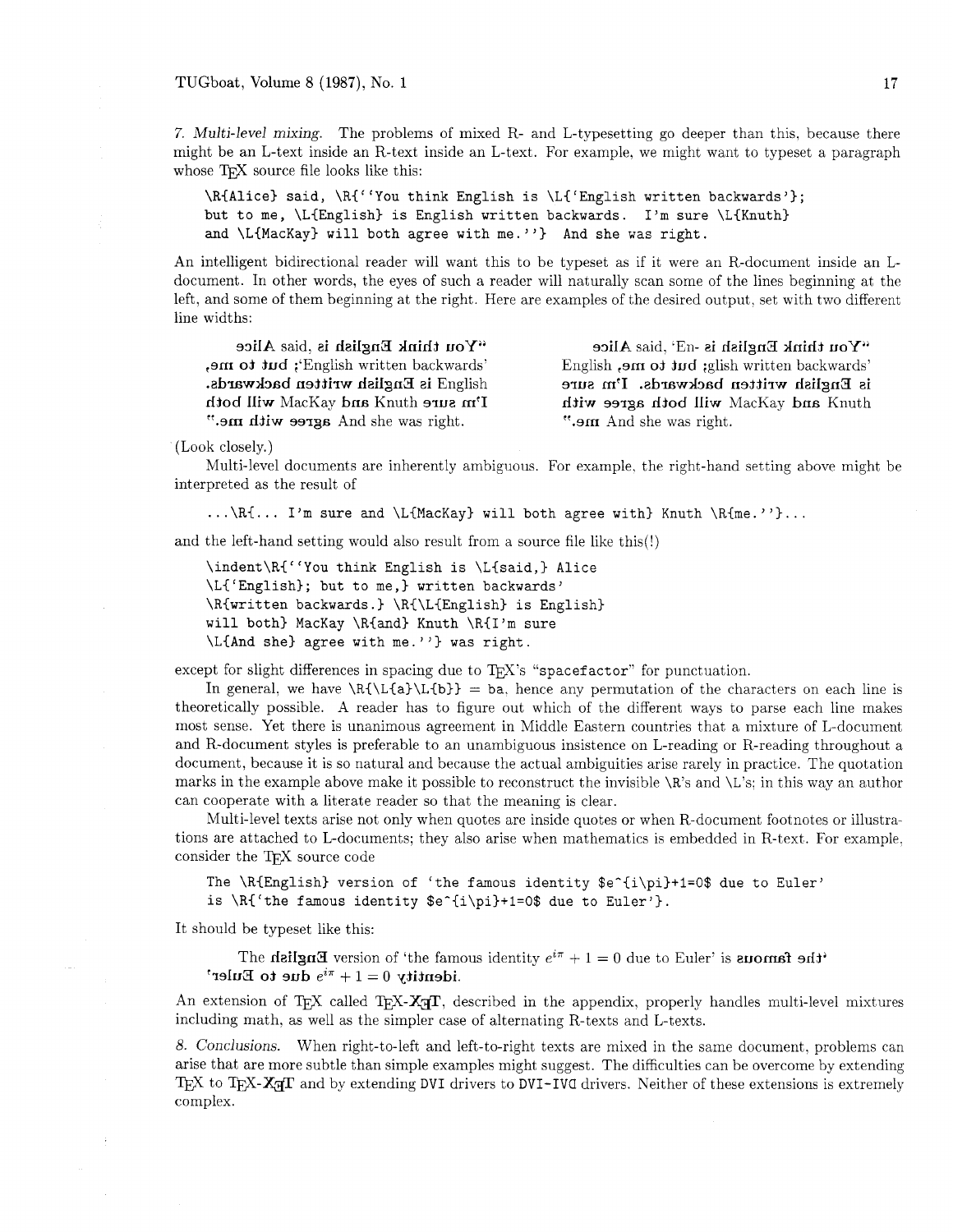*7. Multi-level mixing.* The problems of mixed R- and L-typesetting go deeper than this, because there might be an L-text inside an R-text inside an L-text. For example, we might want to typeset a paragraph whose TeX source file looks like this:

```
\R{Alice} said, \R{``You think English is \L{`English written backwards'};
but to me, \L{English} is English written backwards.  I'm sure \L{Knuth}
and \L{MacKay} will both agree with me.''}  And she was right.
```

An intelligent bidirectional reader will want this to be typeset as if it were an R-document inside an L-document. In other words, the eyes of such a reader will naturally scan some of the lines beginning at the left, and some of them beginning at the right. Here are examples of the desired output, set with two different line widths:

```
ecilA said, si hsilgnE kniht uoY“
,em ot tub ;‘English written backwards’
.sdrawkcab nettirw hsilgnE si English
htob lliw MacKay dna Knuth erus m’I
”.em htiw eerga And she was right.
```

```
ecilA said, ‘En- si hsilgnE kniht uoY“
English ,em ot tub ;glish written backwards’
erus m’I .sdrawkcab nettirw hsilgnE si
htiw eerga htob lliw MacKay dna Knuth
”.em And she was right.
```

(Look closely.)

Multi-level documents are inherently ambiguous. For example, the right-hand setting above might be interpreted as the result of

```
...\R{... I'm sure and \L{MacKay} will both agree with} Knuth \R{me.''}...
```

and the left-hand setting would also result from a source file like this(!)

```
\indent\R{``You think English is \L{said,} Alice
\L{`English}; but to me,} written backwards'
\R{written backwards.} \R{\L{English} is English}
will both} MacKay \R{and} Knuth \R{I'm sure
\L{And she} agree with me.''} was right.
```

except for slight differences in spacing due to TeX's "spacefactor" for punctuation.

In general, we have \R{\L{a}\L{b}} = ba, hence any permutation of the characters on each line is theoretically possible. A reader has to figure out which of the different ways to parse each line makes most sense. Yet there is unanimous agreement in Middle Eastern countries that a mixture of L-document and R-document styles is preferable to an unambiguous insistence on L-reading or R-reading throughout a document, because it is so natural and because the actual ambiguities arise rarely in practice. The quotation marks in the example above make it possible to reconstruct the invisible \R's and \L's; in this way an author can cooperate with a literate reader so that the meaning is clear.

Multi-level texts arise not only when quotes are inside quotes or when R-document footnotes or illustrations are attached to L-documents; they also arise when mathematics is embedded in R-text. For example, consider the TeX source code

```
The \R{English} version of `the famous identity $e^{i\pi}+1=0$ due to Euler'
is \R{`the famous identity $e^{i\pi}+1=0$ due to Euler'}.
```

It should be typeset like this:

The hsilgnE version of ‘the famous identity $e^{i\pi}+1=0$ due to Euler’ is suomaf eht‘
’reluE ot eud $e^{i\pi}+1=0$ ytitnedi.

An extension of TeX called TeX-XeT, described in the appendix, properly handles multi-level mixtures including math, as well as the simpler case of alternating R-texts and L-texts.

*8. Conclusions.* When right-to-left and left-to-right texts are mixed in the same document, problems can arise that are more subtle than simple examples might suggest. The difficulties can be overcome by extending TeX to TeX-XeT and by extending DVI drivers to DVI-IVD drivers. Neither of these extensions is extremely complex.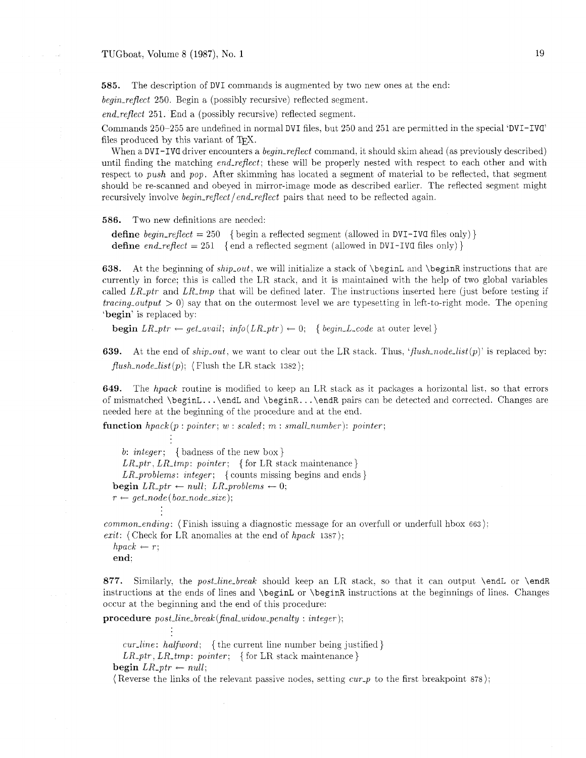**585.** The description of DVI commands is augmented by two new ones at the end:

*begin_reflect* 250. Begin a (possibly recursive) reflected segment.

*end_reflect* 251. End a (possibly recursive) reflected segment.

Commands 250–255 are undefined in normal DVI files, but 250 and 251 are permitted in the special 'DVI-IVD' files produced by this variant of TeX.

When a DVI-IVD driver encounters a *begin_reflect* command, it should skim ahead (as previously described) until finding the matching *end_reflect*; these will be properly nested with respect to each other and with respect to *push* and *pop*. After skimming has located a segment of material to be reflected, that segment should be re-scanned and obeyed in mirror-image mode as described earlier. The reflected segment might recursively involve *begin_reflect*/*end_reflect* pairs that need to be reflected again.

**586.** Two new definitions are needed:

**define** *begin_reflect* = 250 { begin a reflected segment (allowed in DVI-IVD files only) }
**define** *end_reflect* = 251 { end a reflected segment (allowed in DVI-IVD files only) }

**638.** At the beginning of *ship_out*, we will initialize a stack of `\beginL` and `\beginR` instructions that are currently in force; this is called the LR stack, and it is maintained with the help of two global variables called *LR_ptr* and *LR_tmp* that will be defined later. The instructions inserted here (just before testing if *tracing_output* > 0) say that on the outermost level we are typesetting in left-to-right mode. The opening '**begin**' is replaced by:

**begin** *LR_ptr* ← *get_avail*; *info*(*LR_ptr*) ← 0; { *begin_L_code* at outer level }

**639.** At the end of *ship_out*, we want to clear out the LR stack. Thus, '*flush_node_list*(*p*)' is replaced by:

*flush_node_list*(*p*); ⟨ Flush the LR stack 1382 ⟩;

**649.** The *hpack* routine is modified to keep an LR stack as it packages a horizontal list, so that errors of mismatched `\beginL...\endL` and `\beginR...\endR` pairs can be detected and corrected. Changes are needed here at the beginning of the procedure and at the end.

**function** *hpack*(*p* : *pointer*; *w* : *scaled*; *m* : *small_number*): *pointer*;

⋮

*b*: *integer*; { badness of the new box }
*LR_ptr*, *LR_tmp*: *pointer*; { for LR stack maintenance }
*LR_problems*: *integer*; { counts missing begins and ends }
**begin** *LR_ptr* ← *null*; *LR_problems* ← 0;
*r* ← *get_node*(*box_node_size*);

⋮

*common_ending*: ⟨ Finish issuing a diagnostic message for an overfull or underfull hbox 663 ⟩;
*exit*: ⟨ Check for LR anomalies at the end of *hpack* 1387 ⟩;
*hpack* ← *r*;
**end**;

**877.** Similarly, the *post_line_break* should keep an LR stack, so that it can output `\endL` or `\endR` instructions at the ends of lines and `\beginL` or `\beginR` instructions at the beginnings of lines. Changes occur at the beginning and the end of this procedure:

**procedure** *post_line_break*(*final_widow_penalty* : *integer*);

⋮

*cur_line*: *halfword*; { the current line number being justified }
*LR_ptr*, *LR_tmp*: *pointer*; { for LR stack maintenance }
**begin** *LR_ptr* ← *null*;
⟨ Reverse the links of the relevant passive nodes, setting *cur_p* to the first breakpoint 878 ⟩;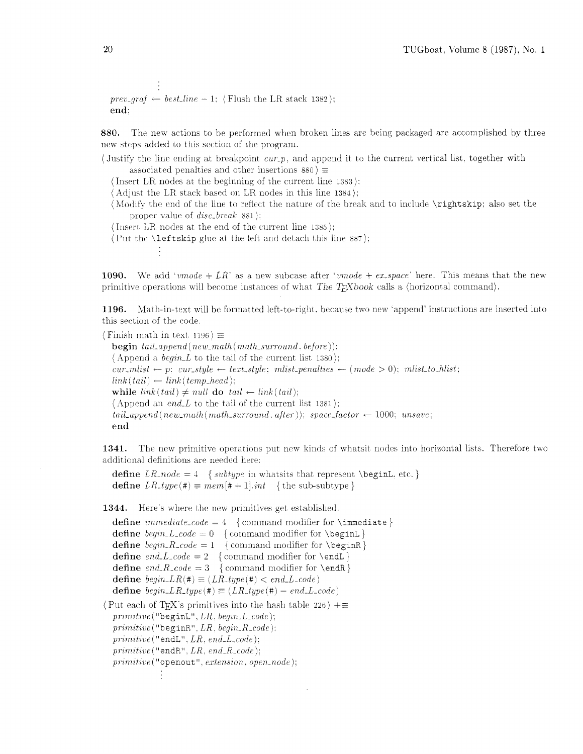⋮

*prev_graf* ← *best_line* − 1; ⟨Flush the LR stack 1382⟩;
**end**;

**880.** The new actions to be performed when broken lines are being packaged are accomplished by three new steps added to this section of the program.

⟨Justify the line ending at breakpoint *cur_p*, and append it to the current vertical list, together with associated penalties and other insertions 880⟩ ≡
⟨Insert LR nodes at the beginning of the current line 1383⟩;
⟨Adjust the LR stack based on LR nodes in this line 1384⟩;
⟨Modify the end of the line to reflect the nature of the break and to include `\rightskip`; also set the proper value of *disc_break* 881⟩;
⟨Insert LR nodes at the end of the current line 1385⟩;
⟨Put the `\leftskip` glue at the left and detach this line 887⟩;

⋮

**1090.** We add '*vmode* + *LR*' as a new subcase after '*vmode* + *ex_space*' here. This means that the new primitive operations will become instances of what *The TeXbook* calls a ⟨horizontal command⟩.

**1196.** Math-in-text will be formatted left-to-right, because two new 'append' instructions are inserted into this section of the code.

⟨Finish math in text 1196⟩ ≡
**begin** *tail_append*(*new_math*(*math_surround*, *before*));
⟨Append a *begin_L* to the tail of the current list 1380⟩;
*cur_mlist* ← *p*; *cur_style* ← *text_style*; *mlist_penalties* ← (*mode* > 0); *mlist_to_hlist*;
*link*(*tail*) ← *link*(*temp_head*);
**while** *link*(*tail*) ≠ *null* **do** *tail* ← *link*(*tail*);
⟨Append an *end_L* to the tail of the current list 1381⟩;
*tail_append*(*new_math*(*math_surround*, *after*)); *space_factor* ← 1000; *unsave*;
**end**

**1341.** The new primitive operations put new kinds of whatsit nodes into horizontal lists. Therefore two additional definitions are needed here:

**define** *LR_node* = 4 { *subtype* in whatsits that represent `\beginL`, etc. }
**define** *LR_type*(#) ≡ *mem*[# + 1].*int* { the sub-subtype }

**1344.** Here's where the new primitives get established.

**define** *immediate_code* = 4 { command modifier for `\immediate` }
**define** *begin_L_code* = 0 { command modifier for `\beginL` }
**define** *begin_R_code* = 1 { command modifier for `\beginR` }
**define** *end_L_code* = 2 { command modifier for `\endL` }
**define** *end_R_code* = 3 { command modifier for `\endR` }
**define** *begin_LR*(#) ≡ (*LR_type*(#) < *end_L_code*)
**define** *begin_LR_type*(#) ≡ (*LR_type*(#) − *end_L_code*)

⟨Put each of TeX's primitives into the hash table 226⟩ +≡
*primitive*("beginL", *LR*, *begin_L_code*);
*primitive*("beginR", *LR*, *begin_R_code*);
*primitive*("endL", *LR*, *end_L_code*);
*primitive*("endR", *LR*, *end_R_code*);
*primitive*("openout", *extension*, *open_node*);

⋮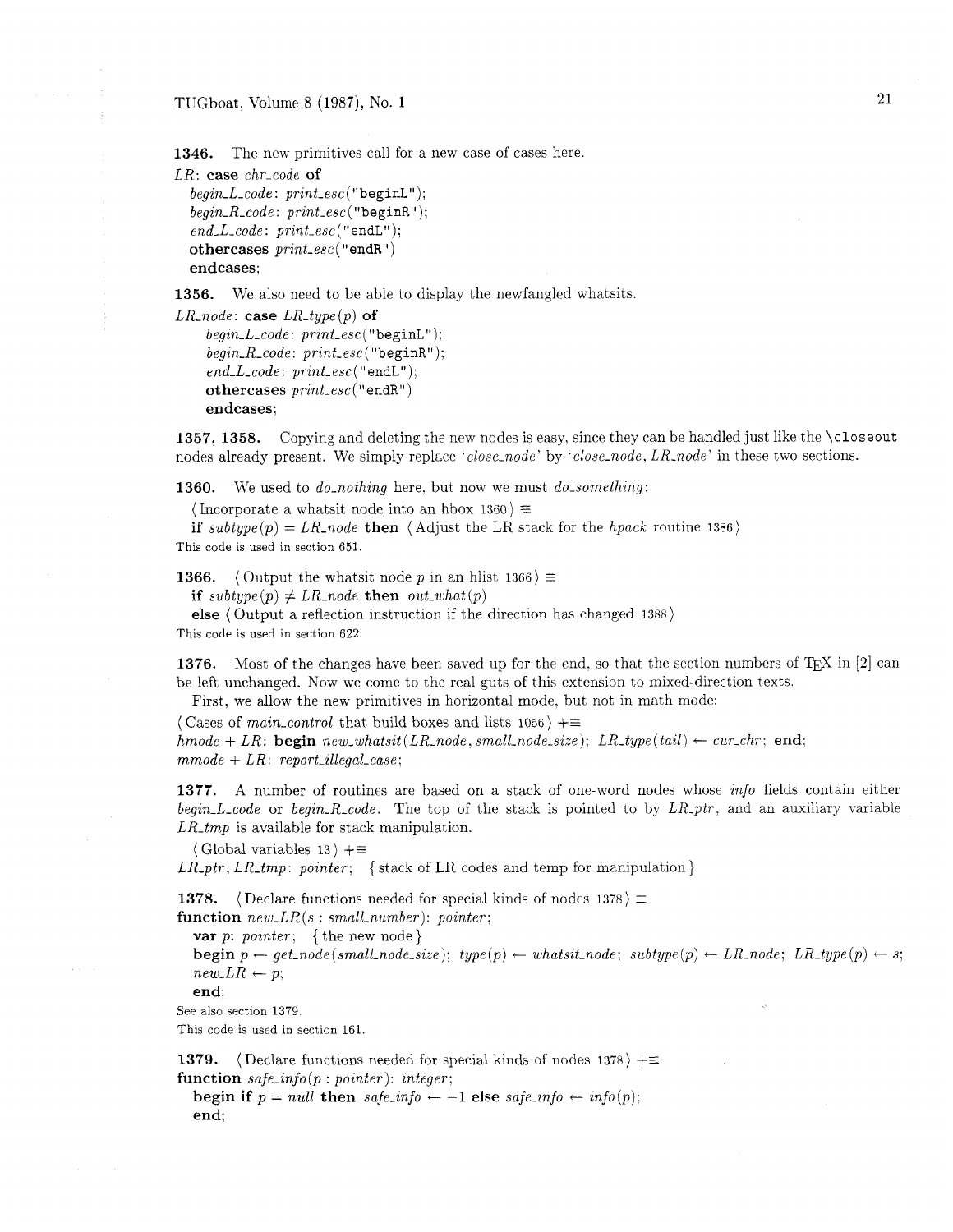**1346.** The new primitives call for a new case of cases here.

*LR*: **case** *chr_code* **of**
*begin_L_code*: *print_esc*("beginL");
*begin_R_code*: *print_esc*("beginR");
*end_L_code*: *print_esc*("endL");
**othercases** *print_esc*("endR")
**endcases**;

**1356.** We also need to be able to display the newfangled whatsits.

*LR_node*: **case** *LR_type*(*p*) **of**
*begin_L_code*: *print_esc*("beginL");
*begin_R_code*: *print_esc*("beginR");
*end_L_code*: *print_esc*("endL");
**othercases** *print_esc*("endR")
**endcases**;

**1357, 1358.** Copying and deleting the new nodes is easy, since they can be handled just like the `\closeout` nodes already present. We simply replace '*close_node*' by '*close_node*, *LR_node*' in these two sections.

**1360.** We used to *do_nothing* here, but now we must *do_something*:

⟨ Incorporate a whatsit node into an hbox 1360 ⟩ ≡
**if** *subtype*(*p*) = *LR_node* **then** ⟨ Adjust the LR stack for the *hpack* routine 1386 ⟩

This code is used in section 651.

**1366.** ⟨ Output the whatsit node *p* in an hlist 1366 ⟩ ≡
**if** *subtype*(*p*) ≠ *LR_node* **then** *out_what*(*p*)
**else** ⟨ Output a reflection instruction if the direction has changed 1388 ⟩

This code is used in section 622.

**1376.** Most of the changes have been saved up for the end, so that the section numbers of TeX in [2] can be left unchanged. Now we come to the real guts of this extension to mixed-direction texts.

First, we allow the new primitives in horizontal mode, but not in math mode:

⟨ Cases of *main_control* that build boxes and lists 1056 ⟩ +≡
*hmode* + *LR*: **begin** *new_whatsit*(*LR_node*, *small_node_size*); *LR_type*(*tail*) ← *cur_chr*; **end**;
*mmode* + *LR*: *report_illegal_case*;

**1377.** A number of routines are based on a stack of one-word nodes whose *info* fields contain either *begin_L_code* or *begin_R_code*. The top of the stack is pointed to by *LR_ptr*, and an auxiliary variable *LR_tmp* is available for stack manipulation.

⟨ Global variables 13 ⟩ +≡
*LR_ptr*, *LR_tmp*: *pointer*; { stack of LR codes and temp for manipulation }

**1378.** ⟨ Declare functions needed for special kinds of nodes 1378 ⟩ ≡
**function** *new_LR*(*s* : *small_number*): *pointer*;
**var** *p*: *pointer*; { the new node }
**begin** *p* ← *get_node*(*small_node_size*); *type*(*p*) ← *whatsit_node*; *subtype*(*p*) ← *LR_node*; *LR_type*(*p*) ← *s*;
*new_LR* ← *p*;
**end**;

See also section 1379.
This code is used in section 161.

**1379.** ⟨ Declare functions needed for special kinds of nodes 1378 ⟩ +≡
**function** *safe_info*(*p* : *pointer*): *integer*;
**begin if** *p* = *null* **then** *safe_info* ← −1 **else** *safe_info* ← *info*(*p*);
**end**;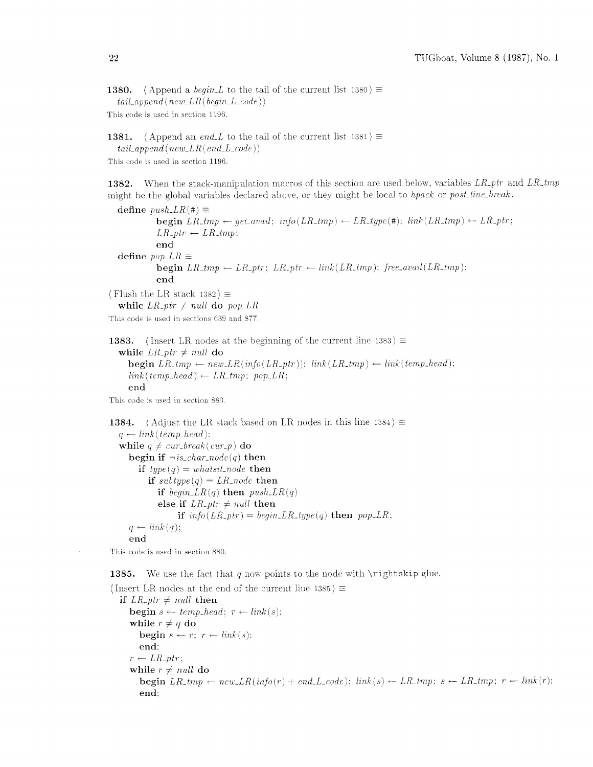**1380.** ⟨ Append a *begin_L* to the tail of the current list 1380 ⟩ ≡

```
tail_append(new_LR(begin_L_code))
```

This code is used in section 1196.

**1381.** ⟨ Append an *end_L* to the tail of the current list 1381 ⟩ ≡

```
tail_append(new_LR(end_L_code))
```

This code is used in section 1196.

**1382.** When the stack-manipulation macros of this section are used below, variables *LR_ptr* and *LR_tmp* might be the global variables declared above, or they might be local to *hpack* or *post_line_break*.

```
define push_LR(#) ≡
        begin LR_tmp ← get_avail; info(LR_tmp) ← LR_type(#); link(LR_tmp) ← LR_ptr;
        LR_ptr ← LR_tmp;
        end
define pop_LR ≡
        begin LR_tmp ← LR_ptr; LR_ptr ← link(LR_tmp); free_avail(LR_tmp);
        end
```

⟨ Flush the LR stack 1382 ⟩ ≡

```
while LR_ptr ≠ null do pop_LR
```

This code is used in sections 639 and 877.

**1383.** ⟨ Insert LR nodes at the beginning of the current line 1383 ⟩ ≡

```
while LR_ptr ≠ null do
  begin LR_tmp ← new_LR(info(LR_ptr)); link(LR_tmp) ← link(temp_head);
  link(temp_head) ← LR_tmp; pop_LR;
  end
```

This code is used in section 880.

**1384.** ⟨ Adjust the LR stack based on LR nodes in this line 1384 ⟩ ≡

```
q ← link(temp_head);
while q ≠ cur_break(cur_p) do
  begin if ¬is_char_node(q) then
    if type(q) = whatsit_node then
      if subtype(q) = LR_node then
        if begin_LR(q) then push_LR(q)
        else if LR_ptr ≠ null then
            if info(LR_ptr) = begin_LR_type(q) then pop_LR;
  q ← link(q);
  end
```

This code is used in section 880.

**1385.** We use the fact that *q* now points to the node with `\rightskip` glue.

⟨ Insert LR nodes at the end of the current line 1385 ⟩ ≡

```
if LR_ptr ≠ null then
  begin s ← temp_head; r ← link(s);
  while r ≠ q do
    begin s ← r; r ← link(s);
    end;
  r ← LR_ptr;
  while r ≠ null do
    begin LR_tmp ← new_LR(info(r) + end_L_code); link(s) ← LR_tmp; s ← LR_tmp; r ← link(r);
    end;
```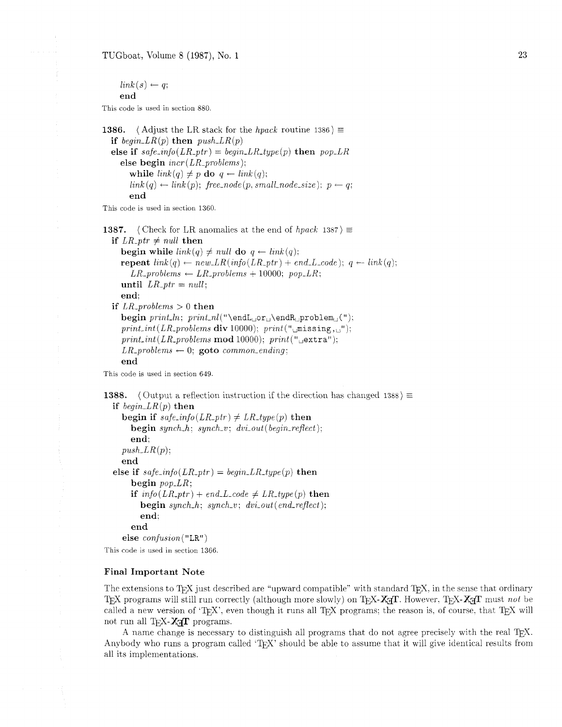```
    link(s) ← q;
    end
```

This code is used in section 880.

**1386.** ⟨ Adjust the LR stack for the *hpack* routine 1386 ⟩ ≡

```
if begin_LR(p) then push_LR(p)
else if safe_info(LR_ptr) = begin_LR_type(p) then pop_LR
  else begin incr(LR_problems);
    while link(q) ≠ p do q ← link(q);
    link(q) ← link(p); free_node(p, small_node_size); p ← q;
    end
```

This code is used in section 1360.

**1387.** ⟨ Check for LR anomalies at the end of *hpack* 1387 ⟩ ≡

```
if LR_ptr ≠ null then
  begin while link(q) ≠ null do q ← link(q);
  repeat link(q) ← new_LR(info(LR_ptr) + end_L_code); q ← link(q);
    LR_problems ← LR_problems + 10000; pop_LR;
  until LR_ptr = null;
  end;
if LR_problems > 0 then
  begin print_ln; print_nl("\endL␣or␣\endR␣problem␣(");
  print_int(LR_problems div 10000); print("␣missing,␣");
  print_int(LR_problems mod 10000); print("␣extra");
  LR_problems ← 0; goto common_ending;
  end
```

This code is used in section 649.

**1388.** ⟨ Output a reflection instruction if the direction has changed 1388 ⟩ ≡

```
if begin_LR(p) then
  begin if safe_info(LR_ptr) ≠ LR_type(p) then
    begin synch_h; synch_v; dvi_out(begin_reflect);
    end;
  push_LR(p);
  end
else if safe_info(LR_ptr) = begin_LR_type(p) then
    begin pop_LR;
    if info(LR_ptr) + end_L_code ≠ LR_type(p) then
      begin synch_h; synch_v; dvi_out(end_reflect);
      end;
    end
  else confusion("LR")
```

This code is used in section 1366.

### Final Important Note

The extensions to TeX just described are "upward compatible" with standard TeX, in the sense that ordinary TeX programs will still run correctly (although more slowly) on TeX-XeT. However, TeX-XeT must *not* be called a new version of 'TeX', even though it runs all TeX programs; the reason is, of course, that TeX will not run all TeX-XeT programs.

A name change is necessary to distinguish all programs that do not agree precisely with the real TeX. Anybody who runs a program called 'TeX' should be able to assume that it will give identical results from all its implementations.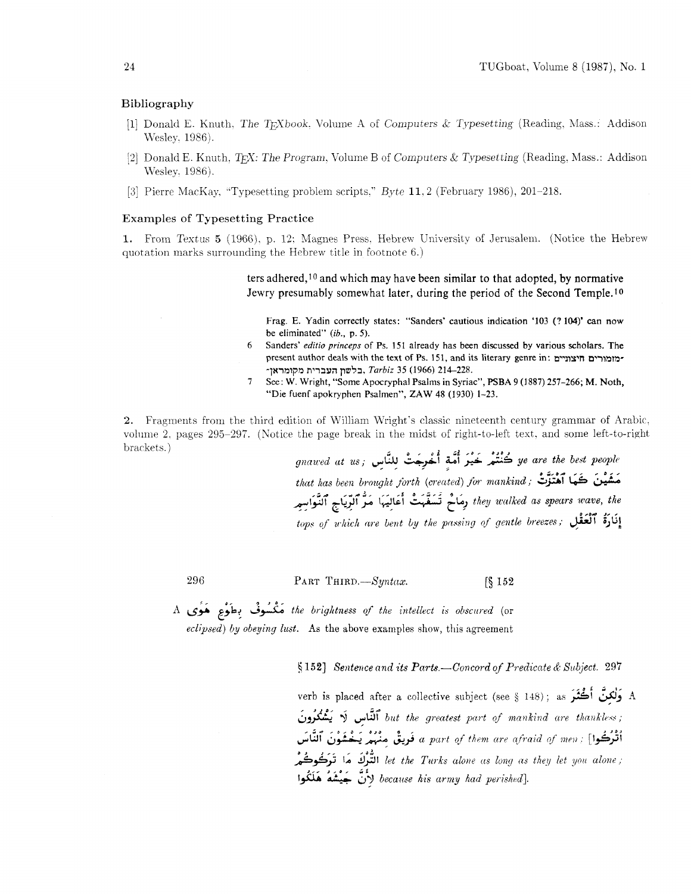## Bibliography

[1] Donald E. Knuth, *The TEXbook*, Volume A of *Computers & Typesetting* (Reading, Mass.: Addison Wesley, 1986).

[2] Donald E. Knuth, *TEX: The Program*, Volume B of *Computers & Typesetting* (Reading, Mass.: Addison Wesley, 1986).

[3] Pierre MacKay, "Typesetting problem scripts," *Byte* **11**, 2 (February 1986), 201–218.

## Examples of Typesetting Practice

**1.** From *Textus* **5** (1966), p. 12; Magnes Press, Hebrew University of Jerusalem. (Notice the Hebrew quotation marks surrounding the Hebrew title in footnote 6.)

> ters adhered,[10] and which may have been similar to that adopted, by normative Jewry presumably somewhat later, during the period of the Second Temple.[10]
>
> Frag. E. Yadin correctly states: "Sanders' cautious indication '103 (? 104)' can now be eliminated" (*ib.*, p. 5).
>
> 6 Sanders' *editio princeps* of Ps. 151 already has been discussed by various scholars. The present author deals with the text of Ps. 151, and its literary genre in: ״מזמורים חיצוניים בלשון העברית מקומראן״, *Tarbiz* 35 (1966) 214–228.
>
> 7 See: W. Wright, "Some Apocryphal Psalms in Syriac", PSBA 9 (1887) 257–266; M. Noth, "Die fuenf apokryphen Psalmen", ZAW 48 (1930) 1–23.

**2.** Fragments from the third edition of William Wright's classic nineteenth century grammar of Arabic, volume 2, pages 295–297. (Notice the page break in the midst of right-to-left text, and some left-to-right brackets.)

> *gnawed at us;* كُنْتُمْ خَيْرَ أُمَّةٍ أُخْرِجَتْ لِلنَّاسِ *ye are the best people that has been brought forth (created) for mankind;* مَشَيْنَ كَمَا ٱهْتَزَّتْ رِمَاحٌ تَسَفَّهَتْ أَعَالِيَهَا مَرُّ ٱلرِّيَاحِ ٱلنَّوَاسِمِ *they walked as spears wave, the tops of which are bent by the passing of gentle breezes;* إِنَارَةُ ٱلْعَقْلِ
>
> 296 PART THIRD.—*Syntax.* [§ 152
>
> مَكْسُوفٌ بِطَوْعِ هَوًى A *the brightness of the intellect is obscured* (or *eclipsed*) *by obeying lust.* As the above examples show, this agreement
>
> § 152] *Sentence and its Parts.—Concord of Predicate & Subject.* 297
>
> verb is placed after a collective subject (see § 148); as وَلٰكِنَّ أَكْثَرَ A ٱلنَّاسِ لَا يَشْكُرُونَ *but the greatest part of mankind are thankless;* فَرِيقٌ مِنْهُمْ يَخْشَوْنَ ٱلنَّاسَ *a part of them are afraid of men;* [اُتْرُكُوا ٱلتُّرْكَ مَا تَرَكُوكُمْ *let the Turks alone as long as they let you alone;* لِأَنَّ جَيْشَهُ هَلَكُوا *because his army had perished*].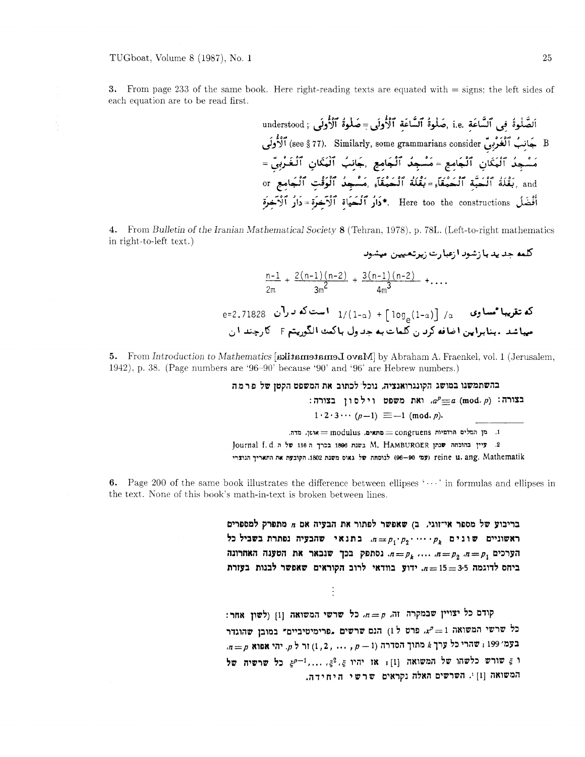3. From page 233 of the same book. Here right-reading texts are equated with = signs; the left sides of each equation are to be read first.

اَلصَّلٰوةُ فِى ٱلسَّاعَةِ understood ; صَلٰوةُ ٱلسَّاعَةِ ٱلْأُولٰى = صَلٰوةُ ٱلْأُولٰى, i.e.
B جَانِبُ ٱلْغَرْبِىِّ ٱلْأُولٰى (see § 77). Similarly, some grammarians consider
= مَسْجِدُ ٱلْمَكَانِ ٱلْجَامِعِ = مَسْجِدُ ٱلْجَامِعِ ,جَانِبُ ٱلْمَكَانِ ٱلْغَرْبِىِّ
or بَقْلَةُ ٱلْحَبَّةِ ٱلْحَمْقَاءِ = بَقْلَةُ ٱلْحَمْقَاءِ ,مَسْجِدُ ٱلْوَقْتِ ٱلْجَامِعِ, and
أَفْضَلُ دَارُ ٱلْحَيَاةِ ٱلْآخِرَةِ = دَارُ ٱلْآخِرَةِ*. Here too the constructions

4. From *Bulletin of the Iranian Mathematical Society* 8 (Tehran, 1978), p. 78L. (Left-to-right mathematics in right-to-left text.)

کلمه جدید با زشود ازعبارت زیرتعیین میشود

$$\frac{n-1}{2m} + \frac{2(n-1)(n-2)}{3m^2} + \frac{3(n-1)(n-2)}{4m^3} + \ldots$$

که تقریبا مساوی $1/(1-\alpha) + [\log_e(1-\alpha)]/\alpha$ است که در آن $e=2.71828$
میباشد. بنابراین اضافه کردن کلمات به جدول با کمک الگوریتم F کارچند ان

5. From *Introduction to Mathematics* [Mavo Lemathematika] by Abraham A. Fraenkel, vol. 1 (Jerusalem, 1942), p. 38. (Page numbers are '96–90' because '90' and '96' are Hebrew numbers.)

בהשתמשנו במושג הקונגרואנציה, נוכל לכתוב את המשפט הקטן של פרמה
בצורה: $a^p \equiv a \pmod{p}$, ואת משפט וילסון בצורה:
$1\cdot2\cdot3\cdots(p-1) \equiv -1 \pmod{p}$.

1. מן המלים הרומיות congruens = מתאים, modulus = אומן, מדה.
2. עיין בהוכחה שנתן M. HAMBURGER בשנת 1896 בכרך ה 116 של Journal f. d. reine u. ang. Mathematik (עמ' 90–96) לנוסחה של גאוס משנת 1802, הקובעת את התאריך הנוצרי

6. Page 200 of the same book illustrates the difference between ellipses '$\cdots$' in formulas and ellipses in the text. None of this book's math-in-text is broken between lines.

בריבוע של מספר אי־זוגי. ב) שאפשר לפתור את הבעיה אם $n$ מתפרק למספרים ראשוניים שונים $n=p_1\cdot p_2\cdot\cdots\cdot p_k$, בתנאי שהבעיה נפתרת בשביל כל הערכים $n=p_1$, $n=p_2$, ..., $n=p_k$. נסתפק בכך שנבאר את הטענה האחרונה ביחס לדוגמה $n=15=3\cdot5$. ידוע בוודאי לרוב הקוראים שאפשר לבנות בעזרת

⋮

קודם כל יצויין שבמקרה זה, $n=p$, כל שרשי המשואה [1] (לשון אחר: כל שרשי המשואה $x^p=1$, פרט ל 1) הנם שרשים „פרימיטיביים" במובן שהוגדר בעמ' 199; שהרי כל ערך $k$ מתוך הסדרה $(1, 2, \ldots, p-1)$ זר ל $p$. יהי אפוא $n=p$ ו $\xi$ שורש כלשהו של המשואה [1]; אז יהיו $\xi, \xi^2, \ldots, \xi^{p-1}$ כל שרשיה של המשואה [1][1]. השרשים האלה נקראים שרשי היחידה.